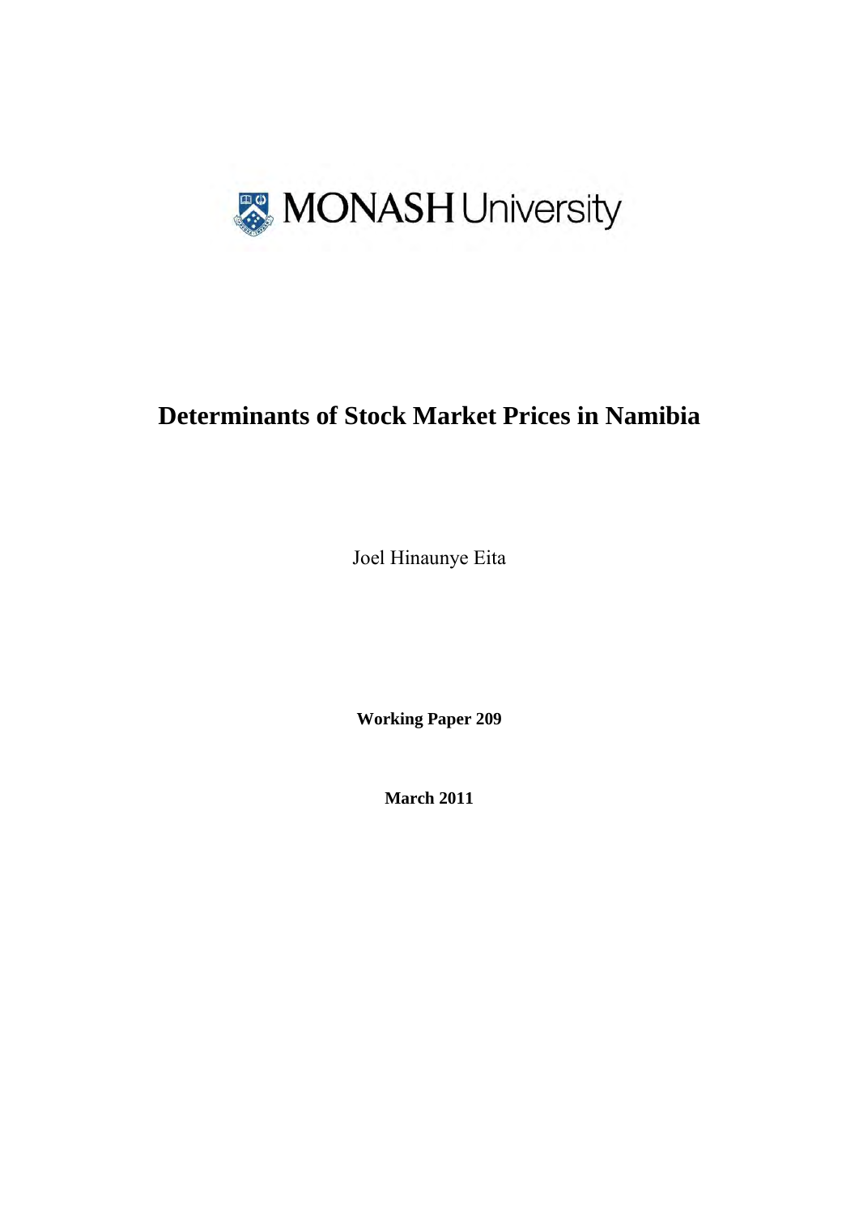MONASH University

# Determinants of Stock Market Prices in Namibia

Joel Hinaunye Eita

**Working Paper 209**

**March 2011**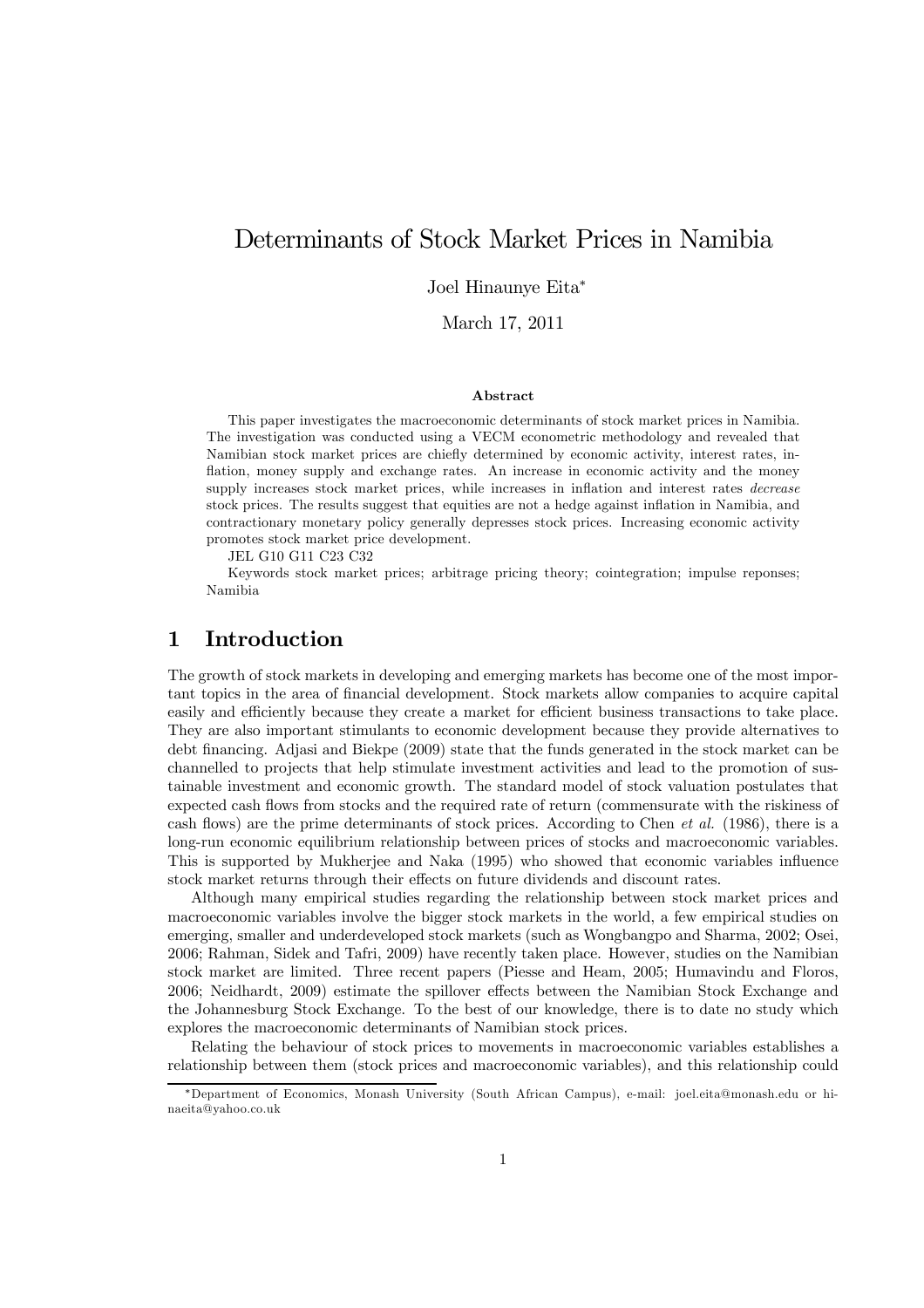# Determinants of Stock Market Prices in Namibia

Joel Hinaunye Eita[*]

March 17, 2011

### Abstract

This paper investigates the macroeconomic determinants of stock market prices in Namibia. The investigation was conducted using a VECM econometric methodology and revealed that Namibian stock market prices are chiefly determined by economic activity, interest rates, inflation, money supply and exchange rates. An increase in economic activity and the money supply increases stock market prices, while increases in inflation and interest rates *decrease* stock prices. The results suggest that equities are not a hedge against inflation in Namibia, and contractionary monetary policy generally depresses stock prices. Increasing economic activity promotes stock market price development.

JEL G10 G11 C23 C32

Keywords stock market prices; arbitrage pricing theory; cointegration; impulse reponses; Namibia

## 1 Introduction

The growth of stock markets in developing and emerging markets has become one of the most important topics in the area of financial development. Stock markets allow companies to acquire capital easily and efficiently because they create a market for efficient business transactions to take place. They are also important stimulants to economic development because they provide alternatives to debt financing. Adjasi and Biekpe (2009) state that the funds generated in the stock market can be channelled to projects that help stimulate investment activities and lead to the promotion of sustainable investment and economic growth. The standard model of stock valuation postulates that expected cash flows from stocks and the required rate of return (commensurate with the riskiness of cash flows) are the prime determinants of stock prices. According to Chen *et al.* (1986), there is a long-run economic equilibrium relationship between prices of stocks and macroeconomic variables. This is supported by Mukherjee and Naka (1995) who showed that economic variables influence stock market returns through their effects on future dividends and discount rates.

Although many empirical studies regarding the relationship between stock market prices and macroeconomic variables involve the bigger stock markets in the world, a few empirical studies on emerging, smaller and underdeveloped stock markets (such as Wongbangpo and Sharma, 2002; Osei, 2006; Rahman, Sidek and Tafri, 2009) have recently taken place. However, studies on the Namibian stock market are limited. Three recent papers (Piesse and Hearn, 2005; Humavindu and Floros, 2006; Neidhardt, 2009) estimate the spillover effects between the Namibian Stock Exchange and the Johannesburg Stock Exchange. To the best of our knowledge, there is to date no study which explores the macroeconomic determinants of Namibian stock prices.

Relating the behaviour of stock prices to movements in macroeconomic variables establishes a relationship between them (stock prices and macroeconomic variables), and this relationship could

[*] Department of Economics, Monash University (South African Campus), e-mail: joel.eita@monash.edu or hinaeita@yahoo.co.uk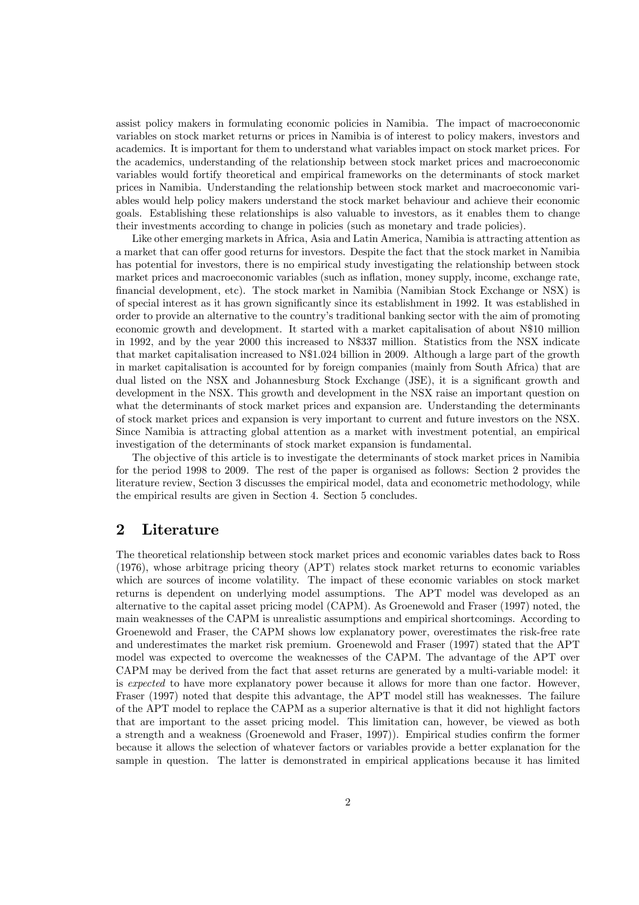assist policy makers in formulating economic policies in Namibia. The impact of macroeconomic variables on stock market returns or prices in Namibia is of interest to policy makers, investors and academics. It is important for them to understand what variables impact on stock market prices. For the academics, understanding of the relationship between stock market prices and macroeconomic variables would fortify theoretical and empirical frameworks on the determinants of stock market prices in Namibia. Understanding the relationship between stock market and macroeconomic variables would help policy makers understand the stock market behaviour and achieve their economic goals. Establishing these relationships is also valuable to investors, as it enables them to change their investments according to change in policies (such as monetary and trade policies).

Like other emerging markets in Africa, Asia and Latin America, Namibia is attracting attention as a market that can offer good returns for investors. Despite the fact that the stock market in Namibia has potential for investors, there is no empirical study investigating the relationship between stock market prices and macroeconomic variables (such as inflation, money supply, income, exchange rate, financial development, etc). The stock market in Namibia (Namibian Stock Exchange or NSX) is of special interest as it has grown significantly since its establishment in 1992. It was established in order to provide an alternative to the country's traditional banking sector with the aim of promoting economic growth and development. It started with a market capitalisation of about N$10 million in 1992, and by the year 2000 this increased to N$337 million. Statistics from the NSX indicate that market capitalisation increased to N$1.024 billion in 2009. Although a large part of the growth in market capitalisation is accounted for by foreign companies (mainly from South Africa) that are dual listed on the NSX and Johannesburg Stock Exchange (JSE), it is a significant growth and development in the NSX. This growth and development in the NSX raise an important question on what the determinants of stock market prices and expansion are. Understanding the determinants of stock market prices and expansion is very important to current and future investors on the NSX. Since Namibia is attracting global attention as a market with investment potential, an empirical investigation of the determinants of stock market expansion is fundamental.

The objective of this article is to investigate the determinants of stock market prices in Namibia for the period 1998 to 2009. The rest of the paper is organised as follows: Section 2 provides the literature review, Section 3 discusses the empirical model, data and econometric methodology, while the empirical results are given in Section 4. Section 5 concludes.

## 2 Literature

The theoretical relationship between stock market prices and economic variables dates back to Ross (1976), whose arbitrage pricing theory (APT) relates stock market returns to economic variables which are sources of income volatility. The impact of these economic variables on stock market returns is dependent on underlying model assumptions. The APT model was developed as an alternative to the capital asset pricing model (CAPM). As Groenewold and Fraser (1997) noted, the main weaknesses of the CAPM is unrealistic assumptions and empirical shortcomings. According to Groenewold and Fraser, the CAPM shows low explanatory power, overestimates the risk-free rate and underestimates the market risk premium. Groenewold and Fraser (1997) stated that the APT model was expected to overcome the weaknesses of the CAPM. The advantage of the APT over CAPM may be derived from the fact that asset returns are generated by a multi-variable model: it is *expected* to have more explanatory power because it allows for more than one factor. However, Fraser (1997) noted that despite this advantage, the APT model still has weaknesses. The failure of the APT model to replace the CAPM as a superior alternative is that it did not highlight factors that are important to the asset pricing model. This limitation can, however, be viewed as both a strength and a weakness (Groenewold and Fraser, 1997)). Empirical studies confirm the former because it allows the selection of whatever factors or variables provide a better explanation for the sample in question. The latter is demonstrated in empirical applications because it has limited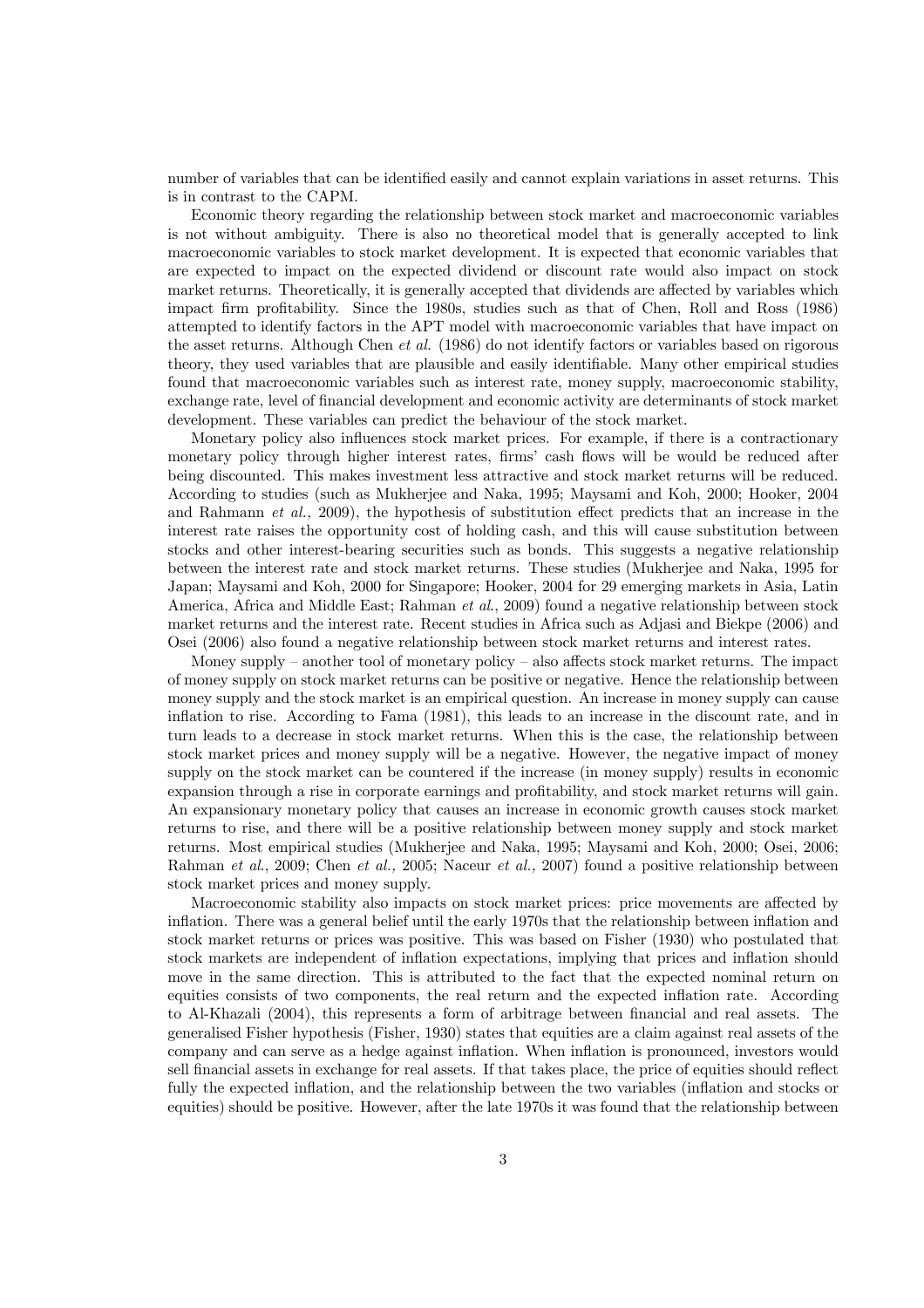number of variables that can be identified easily and cannot explain variations in asset returns. This is in contrast to the CAPM.

Economic theory regarding the relationship between stock market and macroeconomic variables is not without ambiguity. There is also no theoretical model that is generally accepted to link macroeconomic variables to stock market development. It is expected that economic variables that are expected to impact on the expected dividend or discount rate would also impact on stock market returns. Theoretically, it is generally accepted that dividends are affected by variables which impact firm profitability. Since the 1980s, studies such as that of Chen, Roll and Ross (1986) attempted to identify factors in the APT model with macroeconomic variables that have impact on the asset returns. Although Chen *et al.* (1986) do not identify factors or variables based on rigorous theory, they used variables that are plausible and easily identifiable. Many other empirical studies found that macroeconomic variables such as interest rate, money supply, macroeconomic stability, exchange rate, level of financial development and economic activity are determinants of stock market development. These variables can predict the behaviour of the stock market.

Monetary policy also influences stock market prices. For example, if there is a contractionary monetary policy through higher interest rates, firms' cash flows will be would be reduced after being discounted. This makes investment less attractive and stock market returns will be reduced. According to studies (such as Mukherjee and Naka, 1995; Maysami and Koh, 2000; Hooker, 2004 and Rahmann *et al.,* 2009), the hypothesis of substitution effect predicts that an increase in the interest rate raises the opportunity cost of holding cash, and this will cause substitution between stocks and other interest-bearing securities such as bonds. This suggests a negative relationship between the interest rate and stock market returns. These studies (Mukherjee and Naka, 1995 for Japan; Maysami and Koh, 2000 for Singapore; Hooker, 2004 for 29 emerging markets in Asia, Latin America, Africa and Middle East; Rahman *et al.*, 2009) found a negative relationship between stock market returns and the interest rate. Recent studies in Africa such as Adjasi and Biekpe (2006) and Osei (2006) also found a negative relationship between stock market returns and interest rates.

Money supply – another tool of monetary policy – also affects stock market returns. The impact of money supply on stock market returns can be positive or negative. Hence the relationship between money supply and the stock market is an empirical question. An increase in money supply can cause inflation to rise. According to Fama (1981), this leads to an increase in the discount rate, and in turn leads to a decrease in stock market returns. When this is the case, the relationship between stock market prices and money supply will be a negative. However, the negative impact of money supply on the stock market can be countered if the increase (in money supply) results in economic expansion through a rise in corporate earnings and profitability, and stock market returns will gain. An expansionary monetary policy that causes an increase in economic growth causes stock market returns to rise, and there will be a positive relationship between money supply and stock market returns. Most empirical studies (Mukherjee and Naka, 1995; Maysami and Koh, 2000; Osei, 2006; Rahman *et al.*, 2009; Chen *et al.,* 2005; Naceur *et al.,* 2007) found a positive relationship between stock market prices and money supply.

Macroeconomic stability also impacts on stock market prices: price movements are affected by inflation. There was a general belief until the early 1970s that the relationship between inflation and stock market returns or prices was positive. This was based on Fisher (1930) who postulated that stock markets are independent of inflation expectations, implying that prices and inflation should move in the same direction. This is attributed to the fact that the expected nominal return on equities consists of two components, the real return and the expected inflation rate. According to Al-Khazali (2004), this represents a form of arbitrage between financial and real assets. The generalised Fisher hypothesis (Fisher, 1930) states that equities are a claim against real assets of the company and can serve as a hedge against inflation. When inflation is pronounced, investors would sell financial assets in exchange for real assets. If that takes place, the price of equities should reflect fully the expected inflation, and the relationship between the two variables (inflation and stocks or equities) should be positive. However, after the late 1970s it was found that the relationship between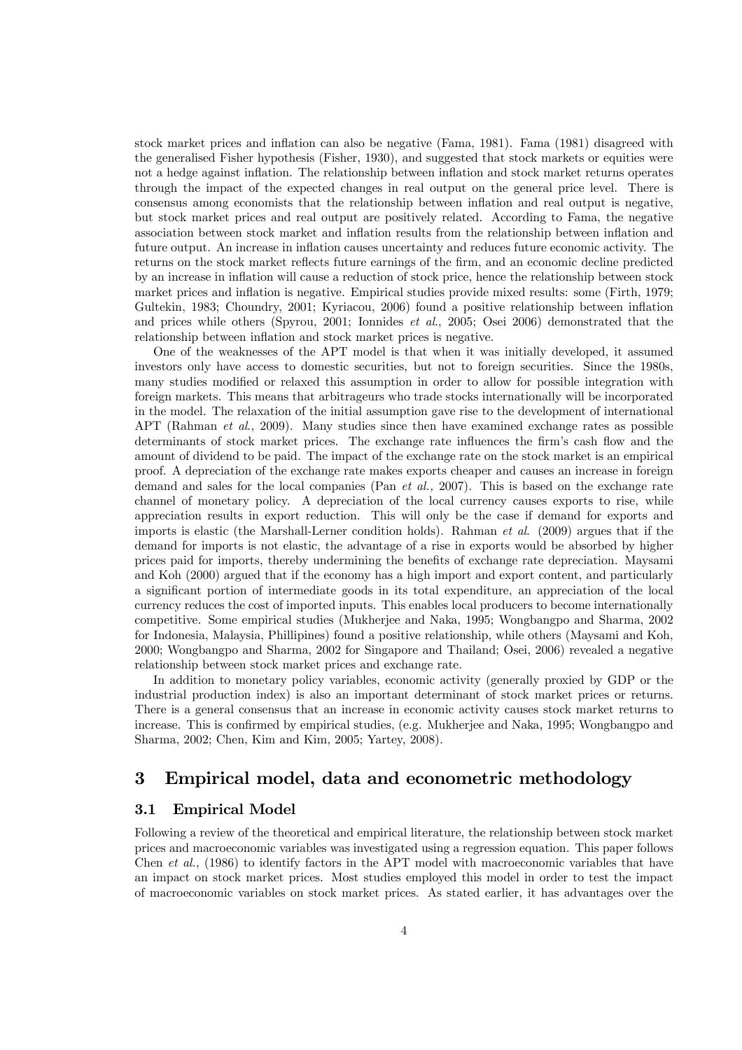stock market prices and inflation can also be negative (Fama, 1981). Fama (1981) disagreed with the generalised Fisher hypothesis (Fisher, 1930), and suggested that stock markets or equities were not a hedge against inflation. The relationship between inflation and stock market returns operates through the impact of the expected changes in real output on the general price level. There is consensus among economists that the relationship between inflation and real output is negative, but stock market prices and real output are positively related. According to Fama, the negative association between stock market and inflation results from the relationship between inflation and future output. An increase in inflation causes uncertainty and reduces future economic activity. The returns on the stock market reflects future earnings of the firm, and an economic decline predicted by an increase in inflation will cause a reduction of stock price, hence the relationship between stock market prices and inflation is negative. Empirical studies provide mixed results: some (Firth, 1979; Gultekin, 1983; Choundry, 2001; Kyriacou, 2006) found a positive relationship between inflation and prices while others (Spyrou, 2001; Ionnides *et al.*, 2005; Osei 2006) demonstrated that the relationship between inflation and stock market prices is negative.

One of the weaknesses of the APT model is that when it was initially developed, it assumed investors only have access to domestic securities, but not to foreign securities. Since the 1980s, many studies modified or relaxed this assumption in order to allow for possible integration with foreign markets. This means that arbitrageurs who trade stocks internationally will be incorporated in the model. The relaxation of the initial assumption gave rise to the development of international APT (Rahman *et al.*, 2009). Many studies since then have examined exchange rates as possible determinants of stock market prices. The exchange rate influences the firm's cash flow and the amount of dividend to be paid. The impact of the exchange rate on the stock market is an empirical proof. A depreciation of the exchange rate makes exports cheaper and causes an increase in foreign demand and sales for the local companies (Pan *et al.*, 2007). This is based on the exchange rate channel of monetary policy. A depreciation of the local currency causes exports to rise, while appreciation results in export reduction. This will only be the case if demand for exports and imports is elastic (the Marshall-Lerner condition holds). Rahman *et al.* (2009) argues that if the demand for imports is not elastic, the advantage of a rise in exports would be absorbed by higher prices paid for imports, thereby undermining the benefits of exchange rate depreciation. Maysami and Koh (2000) argued that if the economy has a high import and export content, and particularly a significant portion of intermediate goods in its total expenditure, an appreciation of the local currency reduces the cost of imported inputs. This enables local producers to become internationally competitive. Some empirical studies (Mukherjee and Naka, 1995; Wongbangpo and Sharma, 2002 for Indonesia, Malaysia, Phillipines) found a positive relationship, while others (Maysami and Koh, 2000; Wongbangpo and Sharma, 2002 for Singapore and Thailand; Osei, 2006) revealed a negative relationship between stock market prices and exchange rate.

In addition to monetary policy variables, economic activity (generally proxied by GDP or the industrial production index) is also an important determinant of stock market prices or returns. There is a general consensus that an increase in economic activity causes stock market returns to increase. This is confirmed by empirical studies, (e.g. Mukherjee and Naka, 1995; Wongbangpo and Sharma, 2002; Chen, Kim and Kim, 2005; Yartey, 2008).

## 3 Empirical model, data and econometric methodology

### 3.1 Empirical Model

Following a review of the theoretical and empirical literature, the relationship between stock market prices and macroeconomic variables was investigated using a regression equation. This paper follows Chen *et al.*, (1986) to identify factors in the APT model with macroeconomic variables that have an impact on stock market prices. Most studies employed this model in order to test the impact of macroeconomic variables on stock market prices. As stated earlier, it has advantages over the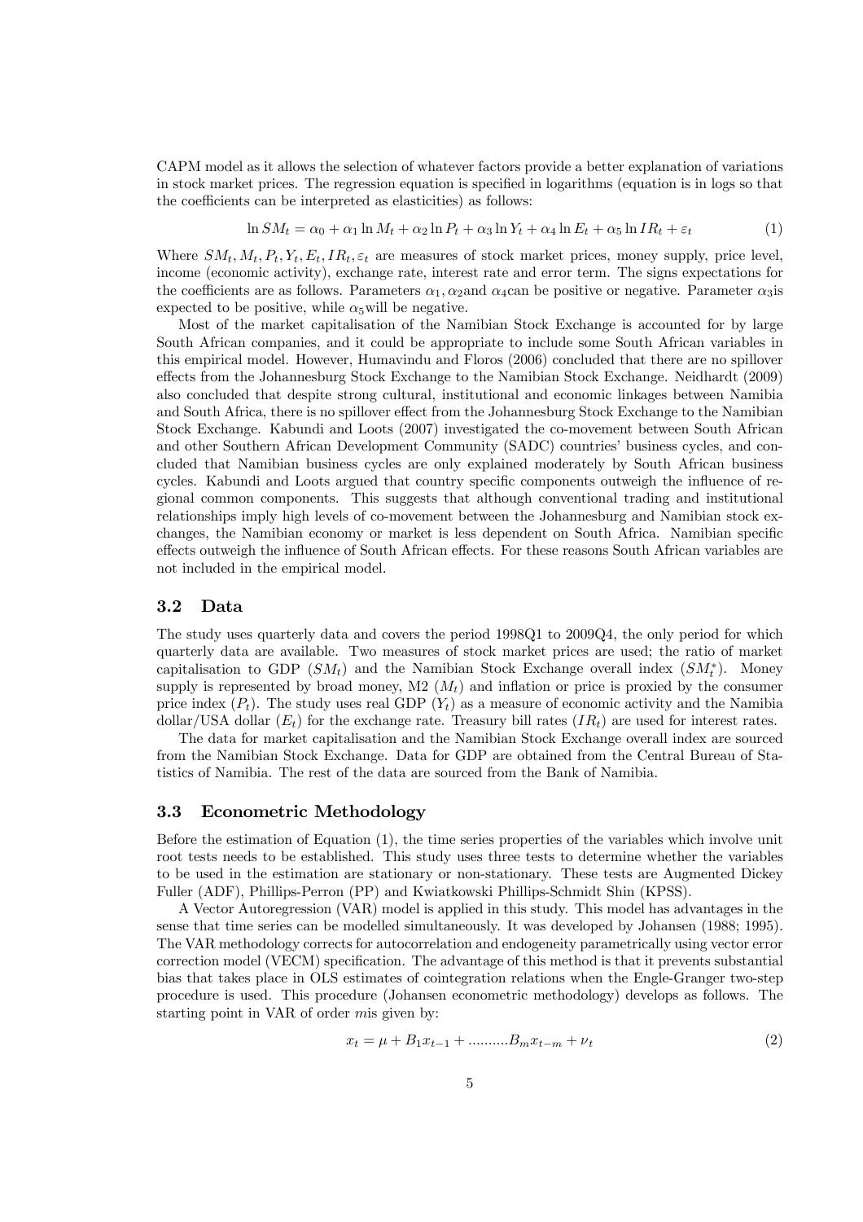CAPM model as it allows the selection of whatever factors provide a better explanation of variations in stock market prices. The regression equation is specified in logarithms (equation is in logs so that the coefficients can be interpreted as elasticities) as follows:

$$\ln SM_t = \alpha_0 + \alpha_1 \ln M_t + \alpha_2 \ln P_t + \alpha_3 \ln Y_t + \alpha_4 \ln E_t + \alpha_5 \ln IR_t + \varepsilon_t \tag{1}$$

Where $SM_t, M_t, P_t, Y_t, E_t, IR_t, \varepsilon_t$ are measures of stock market prices, money supply, price level, income (economic activity), exchange rate, interest rate and error term. The signs expectations for the coefficients are as follows. Parameters $\alpha_1, \alpha_2$ and $\alpha_4$ can be positive or negative. Parameter $\alpha_3$ is expected to be positive, while $\alpha_5$ will be negative.

Most of the market capitalisation of the Namibian Stock Exchange is accounted for by large South African companies, and it could be appropriate to include some South African variables in this empirical model. However, Humavindu and Floros (2006) concluded that there are no spillover effects from the Johannesburg Stock Exchange to the Namibian Stock Exchange. Neidhardt (2009) also concluded that despite strong cultural, institutional and economic linkages between Namibia and South Africa, there is no spillover effect from the Johannesburg Stock Exchange to the Namibian Stock Exchange. Kabundi and Loots (2007) investigated the co-movement between South African and other Southern African Development Community (SADC) countries' business cycles, and concluded that Namibian business cycles are only explained moderately by South African business cycles. Kabundi and Loots argued that country specific components outweigh the influence of regional common components. This suggests that although conventional trading and institutional relationships imply high levels of co-movement between the Johannesburg and Namibian stock exchanges, the Namibian economy or market is less dependent on South Africa. Namibian specific effects outweigh the influence of South African effects. For these reasons South African variables are not included in the empirical model.

### 3.2 Data

The study uses quarterly data and covers the period 1998Q1 to 2009Q4, the only period for which quarterly data are available. Two measures of stock market prices are used; the ratio of market capitalisation to GDP ($SM_t$) and the Namibian Stock Exchange overall index ($SM_t^*$). Money supply is represented by broad money, M2 ($M_t$) and inflation or price is proxied by the consumer price index ($P_t$). The study uses real GDP ($Y_t$) as a measure of economic activity and the Namibia dollar/USA dollar ($E_t$) for the exchange rate. Treasury bill rates ($IR_t$) are used for interest rates.

The data for market capitalisation and the Namibian Stock Exchange overall index are sourced from the Namibian Stock Exchange. Data for GDP are obtained from the Central Bureau of Statistics of Namibia. The rest of the data are sourced from the Bank of Namibia.

### 3.3 Econometric Methodology

Before the estimation of Equation (1), the time series properties of the variables which involve unit root tests needs to be established. This study uses three tests to determine whether the variables to be used in the estimation are stationary or non-stationary. These tests are Augmented Dickey Fuller (ADF), Phillips-Perron (PP) and Kwiatkowski Phillips-Schmidt Shin (KPSS).

A Vector Autoregression (VAR) model is applied in this study. This model has advantages in the sense that time series can be modelled simultaneously. It was developed by Johansen (1988; 1995). The VAR methodology corrects for autocorrelation and endogeneity parametrically using vector error correction model (VECM) specification. The advantage of this method is that it prevents substantial bias that takes place in OLS estimates of cointegration relations when the Engle-Granger two-step procedure is used. This procedure (Johansen econometric methodology) develops as follows. The starting point in VAR of order $m$ is given by:

$$x_t = \mu + B_1 x_{t-1} + \ldots\ldots\ldots\ldots B_m x_{t-m} + \nu_t \tag{2}$$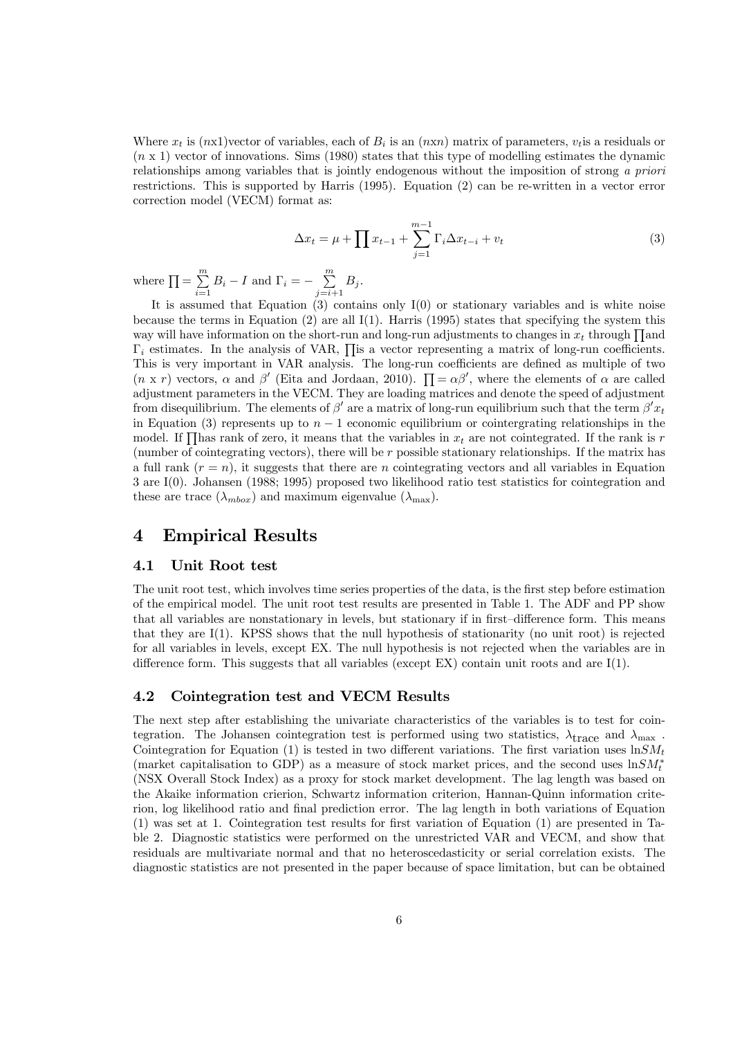Where $x_t$ is $(n\text{x}1)$vector of variables, each of $B_i$ is an $(n\text{x}n)$ matrix of parameters, $v_t$is a residuals or $(n \text{ x } 1)$ vector of innovations. Sims (1980) states that this type of modelling estimates the dynamic relationships among variables that is jointly endogenous without the imposition of strong *a priori* restrictions. This is supported by Harris (1995). Equation (2) can be re-written in a vector error correction model (VECM) format as:

$$\Delta x_t = \mu + \prod x_{t-1} + \sum_{j=1}^{m-1} \Gamma_i \Delta x_{t-i} + v_t \tag{3}$$

where $\prod = \sum_{i=1}^{m} B_i - I$ and $\Gamma_i = -\sum_{j=i+1}^{m} B_j$.

It is assumed that Equation (3) contains only I(0) or stationary variables and is white noise because the terms in Equation (2) are all I(1). Harris (1995) states that specifying the system this way will have information on the short-run and long-run adjustments to changes in $x_t$ through $\prod$and $\Gamma_i$ estimates. In the analysis of VAR, $\prod$is a vector representing a matrix of long-run coefficients. This is very important in VAR analysis. The long-run coefficients are defined as multiple of two $(n \text{ x } r)$ vectors, $\alpha$ and $\beta'$ (Eita and Jordaan, 2010). $\prod = \alpha\beta'$, where the elements of $\alpha$ are called adjustment parameters in the VECM. They are loading matrices and denote the speed of adjustment from disequilibrium. The elements of $\beta'$ are a matrix of long-run equilibrium such that the term $\beta' x_t$ in Equation (3) represents up to $n-1$ economic equilibrium or cointergrating relationships in the model. If $\prod$has rank of zero, it means that the variables in $x_t$ are not cointegrated. If the rank is $r$ (number of cointegrating vectors), there will be $r$ possible stationary relationships. If the matrix has a full rank $(r = n)$, it suggests that there are $n$ cointegrating vectors and all variables in Equation 3 are I(0). Johansen (1988; 1995) proposed two likelihood ratio test statistics for cointegration and these are trace ($\lambda_{mbox}$) and maximum eigenvalue ($\lambda_{\max}$).

# 4 Empirical Results

## 4.1 Unit Root test

The unit root test, which involves time series properties of the data, is the first step before estimation of the empirical model. The unit root test results are presented in Table 1. The ADF and PP show that all variables are nonstationary in levels, but stationary if in first–difference form. This means that they are I(1). KPSS shows that the null hypothesis of stationarity (no unit root) is rejected for all variables in levels, except EX. The null hypothesis is not rejected when the variables are in difference form. This suggests that all variables (except EX) contain unit roots and are I(1).

## 4.2 Cointegration test and VECM Results

The next step after establishing the univariate characteristics of the variables is to test for cointegration. The Johansen cointegration test is performed using two statistics, $\lambda_{\text{trace}}$ and $\lambda_{\max}$ . Cointegration for Equation (1) is tested in two different variations. The first variation uses $\ln SM_t$ (market capitalisation to GDP) as a measure of stock market prices, and the second uses $\ln SM_t^*$ (NSX Overall Stock Index) as a proxy for stock market development. The lag length was based on the Akaike information crierion, Schwartz information criterion, Hannan-Quinn information criterion, log likelihood ratio and final prediction error. The lag length in both variations of Equation (1) was set at 1. Cointegration test results for first variation of Equation (1) are presented in Table 2. Diagnostic statistics were performed on the unrestricted VAR and VECM, and show that residuals are multivariate normal and that no heteroscedasticity or serial correlation exists. The diagnostic statistics are not presented in the paper because of space limitation, but can be obtained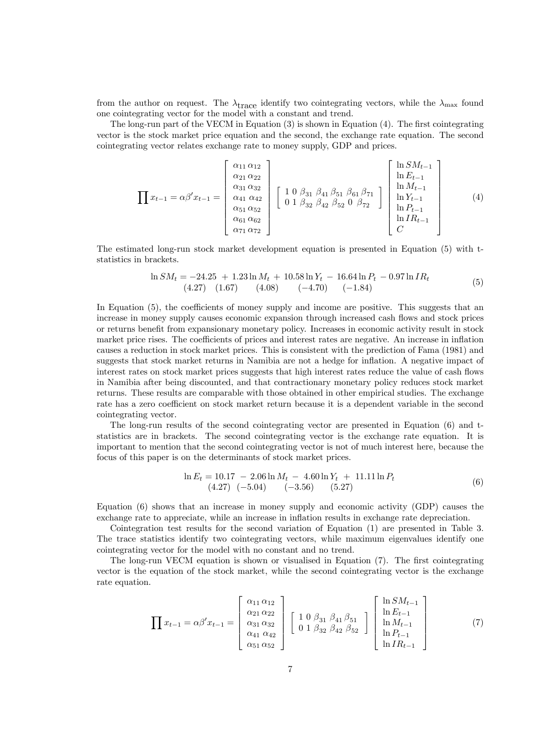from the author on request. The $\lambda_{\text{trace}}$ identify two cointegrating vectors, while the $\lambda_{\max}$ found one cointegrating vector for the model with a constant and trend.

The long-run part of the VECM in Equation (3) is shown in Equation (4). The first cointegrating vector is the stock market price equation and the second, the exchange rate equation. The second cointegrating vector relates exchange rate to money supply, GDP and prices.

$$\prod x_{t-1} = \alpha\beta' x_{t-1} = \begin{bmatrix} \alpha_{11} \, \alpha_{12} \\ \alpha_{21} \, \alpha_{22} \\ \alpha_{31} \, \alpha_{32} \\ \alpha_{41} \, \alpha_{42} \\ \alpha_{51} \, \alpha_{52} \\ \alpha_{61} \, \alpha_{62} \\ \alpha_{71} \, \alpha_{72} \end{bmatrix} \begin{bmatrix} 1 \; 0 \; \beta_{31} \; \beta_{41} \; \beta_{51} \; \beta_{61} \; \beta_{71} \\ 0 \; 1 \; \beta_{32} \; \beta_{42} \; \beta_{52} \; 0 \; \beta_{72} \end{bmatrix} \begin{bmatrix} \ln SM_{t-1} \\ \ln E_{t-1} \\ \ln M_{t-1} \\ \ln Y_{t-1} \\ \ln P_{t-1} \\ \ln IR_{t-1} \\ C \end{bmatrix} \tag{4}$$

The estimated long-run stock market development equation is presented in Equation (5) with t-statistics in brackets.

$$\underset{}{\ln SM_t} = \underset{(4.27)}{-24.25} + \underset{(1.67)}{1.23 \ln M_t} + \underset{(4.08)}{10.58 \ln Y_t} - \underset{(-4.70)}{16.64 \ln P_t} - \underset{(-1.84)}{0.97 \ln IR_t} \tag{5}$$

In Equation (5), the coefficients of money supply and income are positive. This suggests that an increase in money supply causes economic expansion through increased cash flows and stock prices or returns benefit from expansionary monetary policy. Increases in economic activity result in stock market price rises. The coefficients of prices and interest rates are negative. An increase in inflation causes a reduction in stock market prices. This is consistent with the prediction of Fama (1981) and suggests that stock market returns in Namibia are not a hedge for inflation. A negative impact of interest rates on stock market prices suggests that high interest rates reduce the value of cash flows in Namibia after being discounted, and that contractionary monetary policy reduces stock market returns. These results are comparable with those obtained in other empirical studies. The exchange rate has a zero coefficient on stock market return because it is a dependent variable in the second cointegrating vector.

The long-run results of the second cointegrating vector are presented in Equation (6) and t-statistics are in brackets. The second cointegrating vector is the exchange rate equation. It is important to mention that the second cointegrating vector is not of much interest here, because the focus of this paper is on the determinants of stock market prices.

$$\ln E_t = \underset{(4.27)}{10.17} - \underset{(-5.04)}{2.06 \ln M_t} - \underset{(-3.56)}{4.60 \ln Y_t} + \underset{(5.27)}{11.11 \ln P_t} \tag{6}$$

Equation (6) shows that an increase in money supply and economic activity (GDP) causes the exchange rate to appreciate, while an increase in inflation results in exchange rate depreciation.

Cointegration test results for the second variation of Equation (1) are presented in Table 3. The trace statistics identify two cointegrating vectors, while maximum eigenvalues identify one cointegrating vector for the model with no constant and no trend.

The long-run VECM equation is shown or visualised in Equation (7). The first cointegrating vector is the equation of the stock market, while the second cointegrating vector is the exchange rate equation.

$$\prod x_{t-1} = \alpha\beta' x_{t-1} = \begin{bmatrix} \alpha_{11} \, \alpha_{12} \\ \alpha_{21} \, \alpha_{22} \\ \alpha_{31} \, \alpha_{32} \\ \alpha_{41} \, \alpha_{42} \\ \alpha_{51} \, \alpha_{52} \end{bmatrix} \begin{bmatrix} 1 \; 0 \; \beta_{31} \; \beta_{41} \; \beta_{51} \\ 0 \; 1 \; \beta_{32} \; \beta_{42} \; \beta_{52} \end{bmatrix} \begin{bmatrix} \ln SM_{t-1} \\ \ln E_{t-1} \\ \ln M_{t-1} \\ \ln P_{t-1} \\ \ln IR_{t-1} \end{bmatrix} \tag{7}$$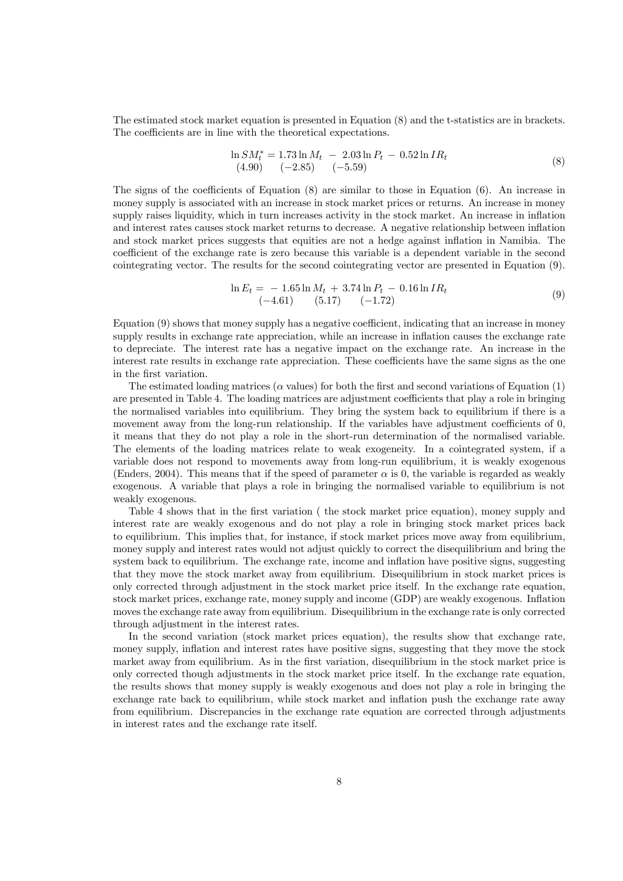The estimated stock market equation is presented in Equation (8) and the t-statistics are in brackets. The coefficients are in line with the theoretical expectations.

$$\ln SM_t^* = \underset{(4.90)}{1.73} \ln M_t \; - \; \underset{(-2.85)}{2.03} \ln P_t \; - \; \underset{(-5.59)}{0.52} \ln IR_t \tag{8}$$

The signs of the coefficients of Equation (8) are similar to those in Equation (6). An increase in money supply is associated with an increase in stock market prices or returns. An increase in money supply raises liquidity, which in turn increases activity in the stock market. An increase in inflation and interest rates causes stock market returns to decrease. A negative relationship between inflation and stock market prices suggests that equities are not a hedge against inflation in Namibia. The coefficient of the exchange rate is zero because this variable is a dependent variable in the second cointegrating vector. The results for the second cointegrating vector are presented in Equation (9).

$$\ln E_t = \; - \underset{(-4.61)}{1.65} \ln M_t \; + \; \underset{(5.17)}{3.74} \ln P_t \; - \; \underset{(-1.72)}{0.16} \ln IR_t \tag{9}$$

Equation (9) shows that money supply has a negative coefficient, indicating that an increase in money supply results in exchange rate appreciation, while an increase in inflation causes the exchange rate to depreciate. The interest rate has a negative impact on the exchange rate. An increase in the interest rate results in exchange rate appreciation. These coefficients have the same signs as the one in the first variation.

The estimated loading matrices ($\alpha$ values) for both the first and second variations of Equation (1) are presented in Table 4. The loading matrices are adjustment coefficients that play a role in bringing the normalised variables into equilibrium. They bring the system back to equilibrium if there is a movement away from the long-run relationship. If the variables have adjustment coefficients of 0, it means that they do not play a role in the short-run determination of the normalised variable. The elements of the loading matrices relate to weak exogeneity. In a cointegrated system, if a variable does not respond to movements away from long-run equilibrium, it is weakly exogenous (Enders, 2004). This means that if the speed of parameter $\alpha$ is 0, the variable is regarded as weakly exogenous. A variable that plays a role in bringing the normalised variable to equilibrium is not weakly exogenous.

Table 4 shows that in the first variation ( the stock market price equation), money supply and interest rate are weakly exogenous and do not play a role in bringing stock market prices back to equilibrium. This implies that, for instance, if stock market prices move away from equilibrium, money supply and interest rates would not adjust quickly to correct the disequilibrium and bring the system back to equilibrium. The exchange rate, income and inflation have positive signs, suggesting that they move the stock market away from equilibrium. Disequilibrium in stock market prices is only corrected through adjustment in the stock market price itself. In the exchange rate equation, stock market prices, exchange rate, money supply and income (GDP) are weakly exogenous. Inflation moves the exchange rate away from equilibrium. Disequilibrium in the exchange rate is only corrected through adjustment in the interest rates.

In the second variation (stock market prices equation), the results show that exchange rate, money supply, inflation and interest rates have positive signs, suggesting that they move the stock market away from equilibrium. As in the first variation, disequilibrium in the stock market price is only corrected though adjustments in the stock market price itself. In the exchange rate equation, the results shows that money supply is weakly exogenous and does not play a role in bringing the exchange rate back to equilibrium, while stock market and inflation push the exchange rate away from equilibrium. Discrepancies in the exchange rate equation are corrected through adjustments in interest rates and the exchange rate itself.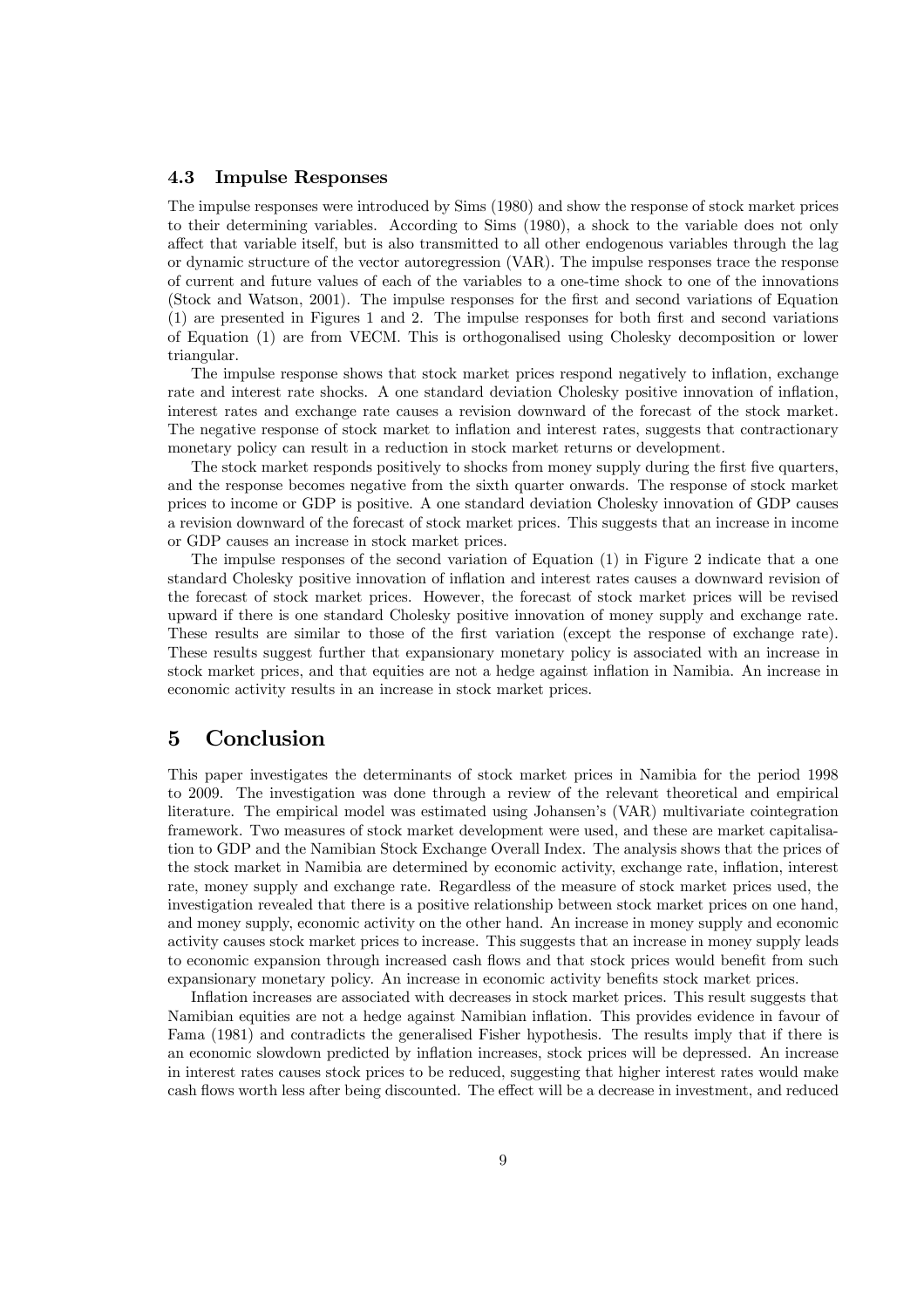### 4.3 Impulse Responses

The impulse responses were introduced by Sims (1980) and show the response of stock market prices to their determining variables. According to Sims (1980), a shock to the variable does not only affect that variable itself, but is also transmitted to all other endogenous variables through the lag or dynamic structure of the vector autoregression (VAR). The impulse responses trace the response of current and future values of each of the variables to a one-time shock to one of the innovations (Stock and Watson, 2001). The impulse responses for the first and second variations of Equation (1) are presented in Figures 1 and 2. The impulse responses for both first and second variations of Equation (1) are from VECM. This is orthogonalised using Cholesky decomposition or lower triangular.

The impulse response shows that stock market prices respond negatively to inflation, exchange rate and interest rate shocks. A one standard deviation Cholesky positive innovation of inflation, interest rates and exchange rate causes a revision downward of the forecast of the stock market. The negative response of stock market to inflation and interest rates, suggests that contractionary monetary policy can result in a reduction in stock market returns or development.

The stock market responds positively to shocks from money supply during the first five quarters, and the response becomes negative from the sixth quarter onwards. The response of stock market prices to income or GDP is positive. A one standard deviation Cholesky innovation of GDP causes a revision downward of the forecast of stock market prices. This suggests that an increase in income or GDP causes an increase in stock market prices.

The impulse responses of the second variation of Equation (1) in Figure 2 indicate that a one standard Cholesky positive innovation of inflation and interest rates causes a downward revision of the forecast of stock market prices. However, the forecast of stock market prices will be revised upward if there is one standard Cholesky positive innovation of money supply and exchange rate. These results are similar to those of the first variation (except the response of exchange rate). These results suggest further that expansionary monetary policy is associated with an increase in stock market prices, and that equities are not a hedge against inflation in Namibia. An increase in economic activity results in an increase in stock market prices.

## 5 Conclusion

This paper investigates the determinants of stock market prices in Namibia for the period 1998 to 2009. The investigation was done through a review of the relevant theoretical and empirical literature. The empirical model was estimated using Johansen's (VAR) multivariate cointegration framework. Two measures of stock market development were used, and these are market capitalisation to GDP and the Namibian Stock Exchange Overall Index. The analysis shows that the prices of the stock market in Namibia are determined by economic activity, exchange rate, inflation, interest rate, money supply and exchange rate. Regardless of the measure of stock market prices used, the investigation revealed that there is a positive relationship between stock market prices on one hand, and money supply, economic activity on the other hand. An increase in money supply and economic activity causes stock market prices to increase. This suggests that an increase in money supply leads to economic expansion through increased cash flows and that stock prices would benefit from such expansionary monetary policy. An increase in economic activity benefits stock market prices.

Inflation increases are associated with decreases in stock market prices. This result suggests that Namibian equities are not a hedge against Namibian inflation. This provides evidence in favour of Fama (1981) and contradicts the generalised Fisher hypothesis. The results imply that if there is an economic slowdown predicted by inflation increases, stock prices will be depressed. An increase in interest rates causes stock prices to be reduced, suggesting that higher interest rates would make cash flows worth less after being discounted. The effect will be a decrease in investment, and reduced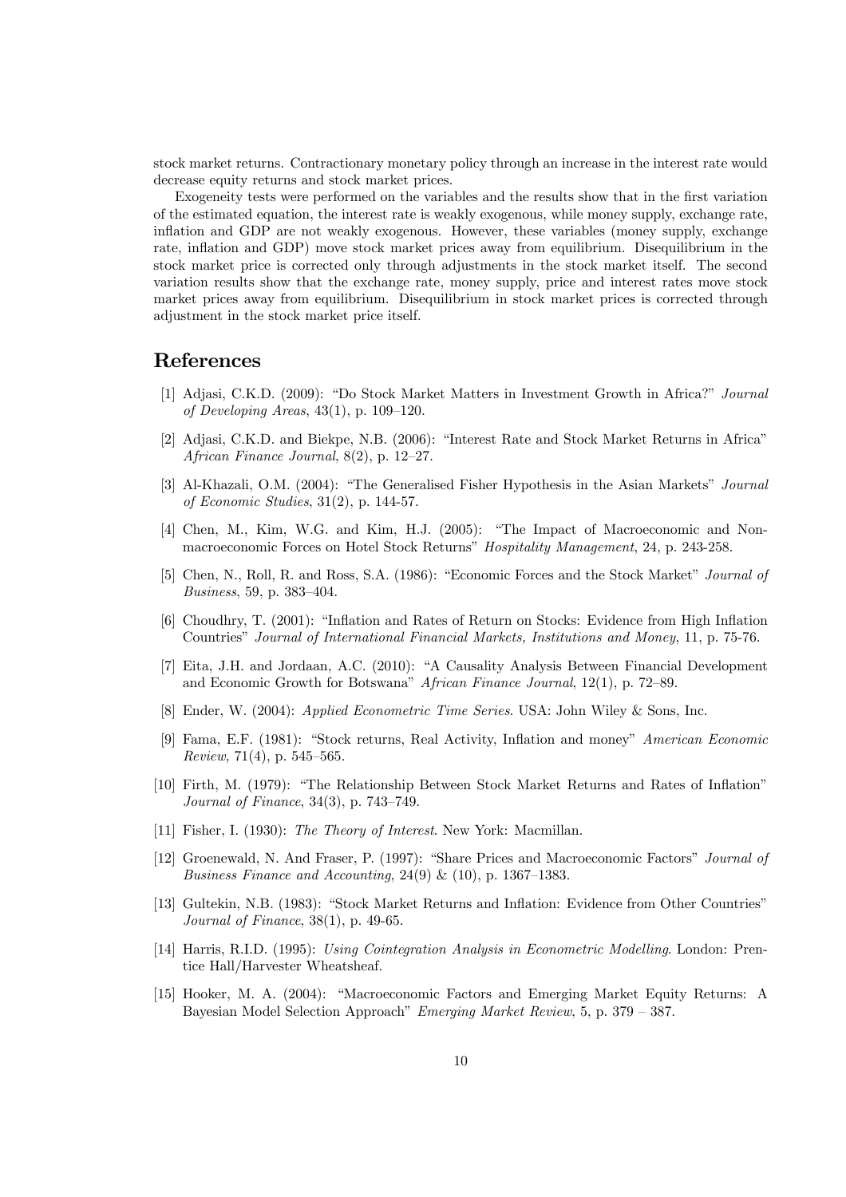stock market returns. Contractionary monetary policy through an increase in the interest rate would decrease equity returns and stock market prices.

Exogeneity tests were performed on the variables and the results show that in the first variation of the estimated equation, the interest rate is weakly exogenous, while money supply, exchange rate, inflation and GDP are not weakly exogenous. However, these variables (money supply, exchange rate, inflation and GDP) move stock market prices away from equilibrium. Disequilibrium in the stock market price is corrected only through adjustments in the stock market itself. The second variation results show that the exchange rate, money supply, price and interest rates move stock market prices away from equilibrium. Disequilibrium in stock market prices is corrected through adjustment in the stock market price itself.

## References

[1] Adjasi, C.K.D. (2009): "Do Stock Market Matters in Investment Growth in Africa?" *Journal of Developing Areas*, 43(1), p. 109–120.

[2] Adjasi, C.K.D. and Biekpe, N.B. (2006): "Interest Rate and Stock Market Returns in Africa" *African Finance Journal*, 8(2), p. 12–27.

[3] Al-Khazali, O.M. (2004): "The Generalised Fisher Hypothesis in the Asian Markets" *Journal of Economic Studies*, 31(2), p. 144-57.

[4] Chen, M., Kim, W.G. and Kim, H.J. (2005): "The Impact of Macroeconomic and Non-macroeconomic Forces on Hotel Stock Returns" *Hospitality Management*, 24, p. 243-258.

[5] Chen, N., Roll, R. and Ross, S.A. (1986): "Economic Forces and the Stock Market" *Journal of Business*, 59, p. 383–404.

[6] Choudhry, T. (2001): "Inflation and Rates of Return on Stocks: Evidence from High Inflation Countries" *Journal of International Financial Markets, Institutions and Money*, 11, p. 75-76.

[7] Eita, J.H. and Jordaan, A.C. (2010): "A Causality Analysis Between Financial Development and Economic Growth for Botswana" *African Finance Journal*, 12(1), p. 72–89.

[8] Ender, W. (2004): *Applied Econometric Time Series*. USA: John Wiley & Sons, Inc.

[9] Fama, E.F. (1981): "Stock returns, Real Activity, Inflation and money" *American Economic Review*, 71(4), p. 545–565.

[10] Firth, M. (1979): "The Relationship Between Stock Market Returns and Rates of Inflation" *Journal of Finance*, 34(3), p. 743–749.

[11] Fisher, I. (1930): *The Theory of Interest*. New York: Macmillan.

[12] Groenewald, N. And Fraser, P. (1997): "Share Prices and Macroeconomic Factors" *Journal of Business Finance and Accounting*, 24(9) & (10), p. 1367–1383.

[13] Gultekin, N.B. (1983): "Stock Market Returns and Inflation: Evidence from Other Countries" *Journal of Finance*, 38(1), p. 49-65.

[14] Harris, R.I.D. (1995): *Using Cointegration Analysis in Econometric Modelling*. London: Prentice Hall/Harvester Wheatsheaf.

[15] Hooker, M. A. (2004): "Macroeconomic Factors and Emerging Market Equity Returns: A Bayesian Model Selection Approach" *Emerging Market Review*, 5, p. 379 – 387.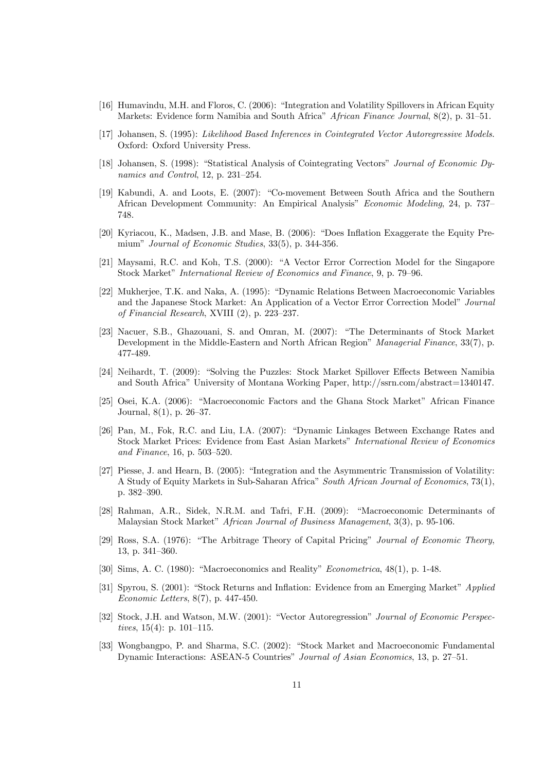[16] Humavindu, M.H. and Floros, C. (2006): "Integration and Volatility Spillovers in African Equity Markets: Evidence form Namibia and South Africa" *African Finance Journal*, 8(2), p. 31–51.

[17] Johansen, S. (1995): *Likelihood Based Inferences in Cointegrated Vector Autoregressive Models.* Oxford: Oxford University Press.

[18] Johansen, S. (1998): "Statistical Analysis of Cointegrating Vectors" *Journal of Economic Dynamics and Control*, 12, p. 231–254.

[19] Kabundi, A. and Loots, E. (2007): "Co-movement Between South Africa and the Southern African Development Community: An Empirical Analysis" *Economic Modeling*, 24, p. 737–748.

[20] Kyriacou, K., Madsen, J.B. and Mase, B. (2006): "Does Inflation Exaggerate the Equity Premium" *Journal of Economic Studies*, 33(5), p. 344-356.

[21] Maysami, R.C. and Koh, T.S. (2000): "A Vector Error Correction Model for the Singapore Stock Market" *International Review of Economics and Finance*, 9, p. 79–96.

[22] Mukherjee, T.K. and Naka, A. (1995): "Dynamic Relations Between Macroeconomic Variables and the Japanese Stock Market: An Application of a Vector Error Correction Model" *Journal of Financial Research*, XVIII (2), p. 223–237.

[23] Nacuer, S.B., Ghazouani, S. and Omran, M. (2007): "The Determinants of Stock Market Development in the Middle-Eastern and North African Region" *Managerial Finance*, 33(7), p. 477-489.

[24] Neihardt, T. (2009): "Solving the Puzzles: Stock Market Spillover Effects Between Namibia and South Africa" University of Montana Working Paper, http://ssrn.com/abstract=1340147.

[25] Osei, K.A. (2006): "Macroeconomic Factors and the Ghana Stock Market" African Finance Journal, 8(1), p. 26–37.

[26] Pan, M., Fok, R.C. and Liu, I.A. (2007): "Dynamic Linkages Between Exchange Rates and Stock Market Prices: Evidence from East Asian Markets" *International Review of Economics and Finance*, 16, p. 503–520.

[27] Piesse, J. and Hearn, B. (2005): "Integration and the Asymmentric Transmission of Volatility: A Study of Equity Markets in Sub-Saharan Africa" *South African Journal of Economics*, 73(1), p. 382–390.

[28] Rahman, A.R., Sidek, N.R.M. and Tafri, F.H. (2009): "Macroeconomic Determinants of Malaysian Stock Market" *African Journal of Business Management*, 3(3), p. 95-106.

[29] Ross, S.A. (1976): "The Arbitrage Theory of Capital Pricing" *Journal of Economic Theory*, 13, p. 341–360.

[30] Sims, A. C. (1980): "Macroeconomics and Reality" *Econometrica*, 48(1), p. 1-48.

[31] Spyrou, S. (2001): "Stock Returns and Inflation: Evidence from an Emerging Market" *Applied Economic Letters*, 8(7), p. 447-450.

[32] Stock, J.H. and Watson, M.W. (2001): "Vector Autoregression" *Journal of Economic Perspectives*, 15(4): p. 101–115.

[33] Wongbangpo, P. and Sharma, S.C. (2002): "Stock Market and Macroeconomic Fundamental Dynamic Interactions: ASEAN-5 Countries" *Journal of Asian Economics*, 13, p. 27–51.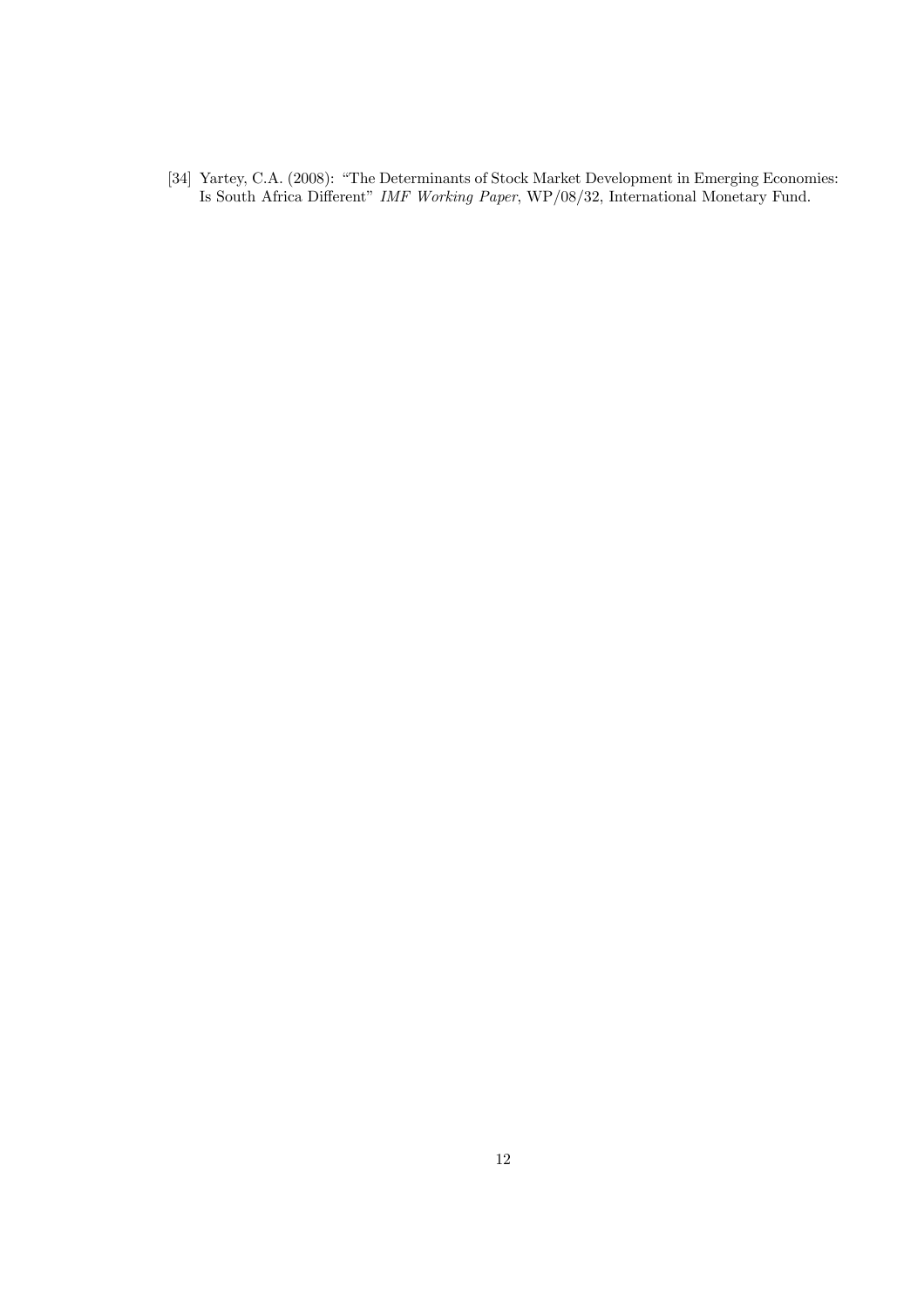[34] Yartey, C.A. (2008): "The Determinants of Stock Market Development in Emerging Economies: Is South Africa Different" *IMF Working Paper*, WP/08/32, International Monetary Fund.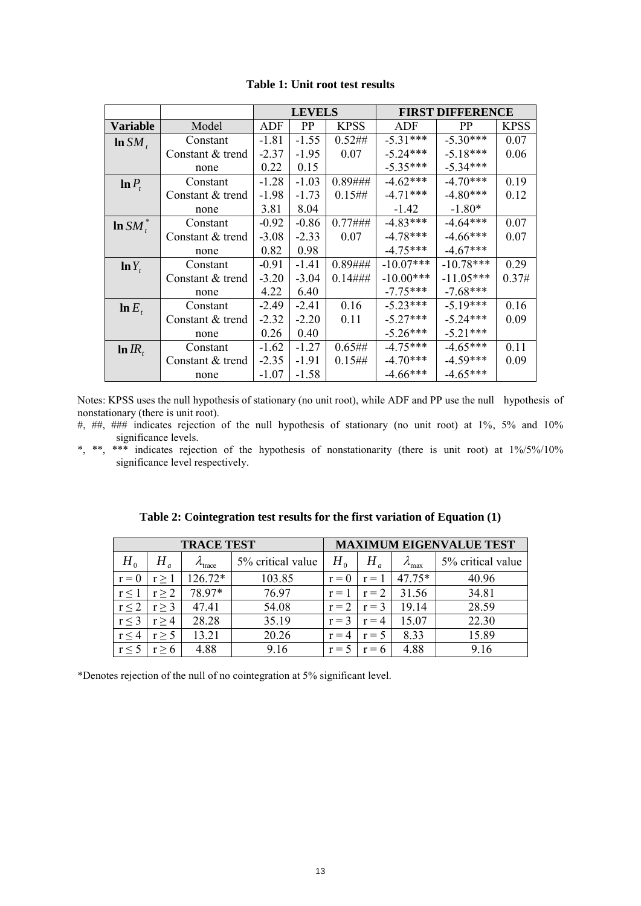**Table 1: Unit root test results**

| | | LEVELS | | | FIRST DIFFERENCE | | |
|---|---|---|---|---|---|---|---|
| **Variable** | Model | ADF | PP | KPSS | ADF | PP | KPSS |
| $\ln SM_t$ | Constant | -1.81 | -1.55 | 0.52## | -5.31*** | -5.30*** | 0.07 |
| | Constant & trend | -2.37 | -1.95 | 0.07 | -5.24*** | -5.18*** | 0.06 |
| | none | 0.22 | 0.15 | | -5.35*** | -5.34*** | |
| $\ln P_t$ | Constant | -1.28 | -1.03 | 0.89### | -4.62*** | -4.70*** | 0.19 |
| | Constant & trend | -1.98 | -1.73 | 0.15## | -4.71*** | -4.80*** | 0.12 |
| | none | 3.81 | 8.04 | | -1.42 | -1.80* | |
| $\ln SM_t^*$ | Constant | -0.92 | -0.86 | 0.77### | -4.83*** | -4.64*** | 0.07 |
| | Constant & trend | -3.08 | -2.33 | 0.07 | -4.78*** | -4.66*** | 0.07 |
| | none | 0.82 | 0.98 | | -4.75*** | -4.67*** | |
| $\ln Y_t$ | Constant | -0.91 | -1.41 | 0.89### | -10.07*** | -10.78*** | 0.29 |
| | Constant & trend | -3.20 | -3.04 | 0.14### | -10.00*** | -11.05*** | 0.37# |
| | none | 4.22 | 6.40 | | -7.75*** | -7.68*** | |
| $\ln E_t$ | Constant | -2.49 | -2.41 | 0.16 | -5.23*** | -5.19*** | 0.16 |
| | Constant & trend | -2.32 | -2.20 | 0.11 | -5.27*** | -5.24*** | 0.09 |
| | none | 0.26 | 0.40 | | -5.26*** | -5.21*** | |
| $\ln IR_t$ | Constant | -1.62 | -1.27 | 0.65## | -4.75*** | -4.65*** | 0.11 |
| | Constant & trend | -2.35 | -1.91 | 0.15## | -4.70*** | -4.59*** | 0.09 |
| | none | -1.07 | -1.58 | | -4.66*** | -4.65*** | |

Notes: KPSS uses the null hypothesis of stationary (no unit root), while ADF and PP use the null hypothesis of nonstationary (there is unit root).

#, ##, ### indicates rejection of the null hypothesis of stationary (no unit root) at 1%, 5% and 10% significance levels.

*, **, *** indicates rejection of the hypothesis of nonstationarity (there is unit root) at 1%/5%/10% significance level respectively.

**Table 2: Cointegration test results for the first variation of Equation (1)**

| TRACE TEST | | | | MAXIMUM EIGENVALUE TEST | | | |
|---|---|---|---|---|---|---|---|
| $H_0$ | $H_a$ | $\lambda_{\text{trace}}$ | 5% critical value | $H_0$ | $H_a$ | $\lambda_{\max}$ | 5% critical value |
| $r = 0$ | $r \geq 1$ | 126.72* | 103.85 | $r = 0$ | $r = 1$ | 47.75* | 40.96 |
| $r \leq 1$ | $r \geq 2$ | 78.97* | 76.97 | $r = 1$ | $r = 2$ | 31.56 | 34.81 |
| $r \leq 2$ | $r \geq 3$ | 47.41 | 54.08 | $r = 2$ | $r = 3$ | 19.14 | 28.59 |
| $r \leq 3$ | $r \geq 4$ | 28.28 | 35.19 | $r = 3$ | $r = 4$ | 15.07 | 22.30 |
| $r \leq 4$ | $r \geq 5$ | 13.21 | 20.26 | $r = 4$ | $r = 5$ | 8.33 | 15.89 |
| $r \leq 5$ | $r \geq 6$ | 4.88 | 9.16 | $r = 5$ | $r = 6$ | 4.88 | 9.16 |

*Denotes rejection of the null of no cointegration at 5% significant level.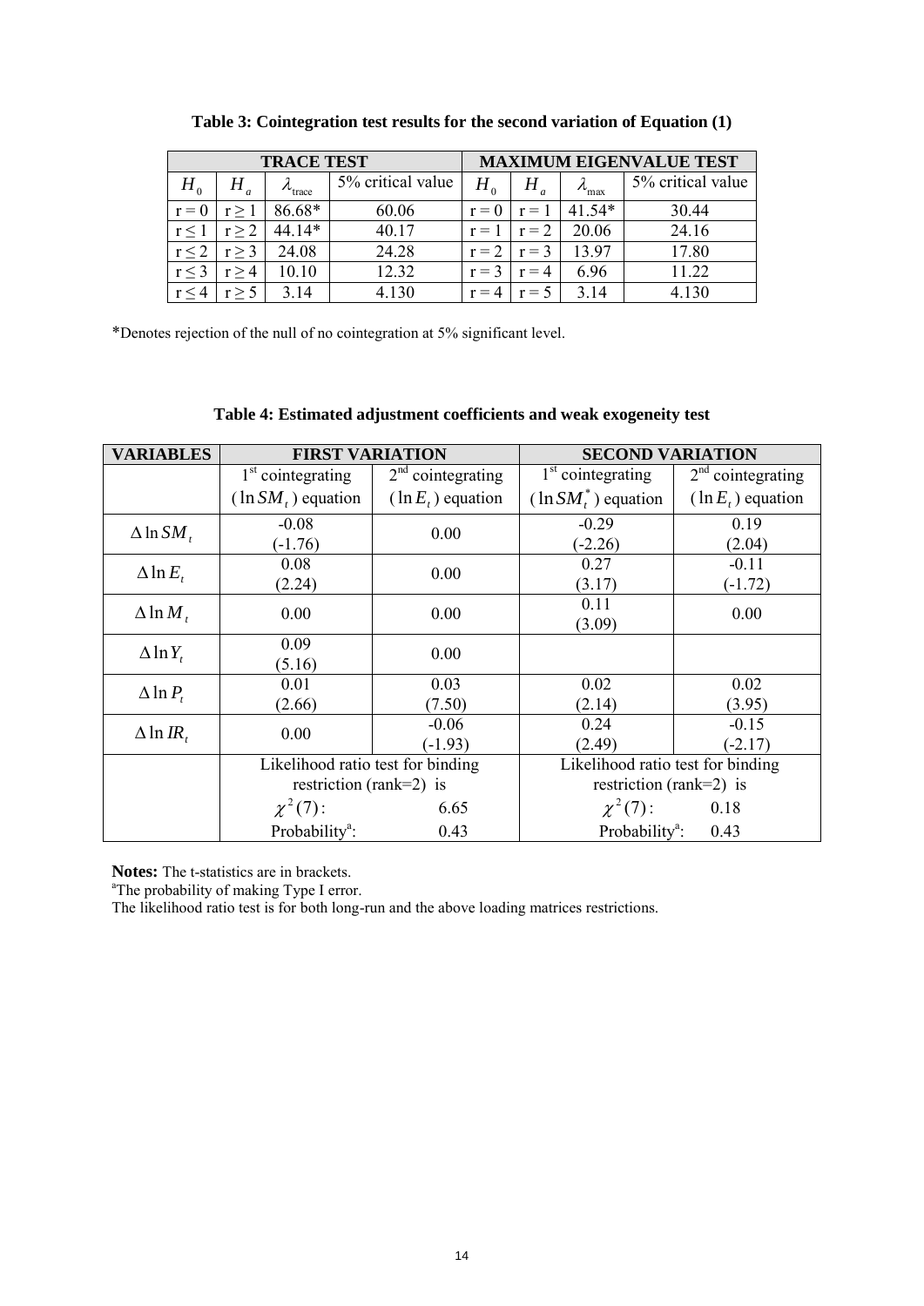**Table 3: Cointegration test results for the second variation of Equation (1)**

| TRACE TEST | | | | MAXIMUM EIGENVALUE TEST | | | |
|---|---|---|---|---|---|---|---|
| $H_0$ | $H_a$ | $\lambda_{\text{trace}}$ | 5% critical value | $H_0$ | $H_a$ | $\lambda_{\max}$ | 5% critical value |
| r = 0 | r ≥ 1 | 86.68* | 60.06 | r = 0 | r = 1 | 41.54* | 30.44 |
| r ≤ 1 | r ≥ 2 | 44.14* | 40.17 | r = 1 | r = 2 | 20.06 | 24.16 |
| r ≤ 2 | r ≥ 3 | 24.08 | 24.28 | r = 2 | r = 3 | 13.97 | 17.80 |
| r ≤ 3 | r ≥ 4 | 10.10 | 12.32 | r = 3 | r = 4 | 6.96 | 11.22 |
| r ≤ 4 | r ≥ 5 | 3.14 | 4.130 | r = 4 | r = 5 | 3.14 | 4.130 |

*Denotes rejection of the null of no cointegration at 5% significant level.

**Table 4: Estimated adjustment coefficients and weak exogeneity test**

| VARIABLES | FIRST VARIATION | | SECOND VARIATION | |
|---|---|---|---|---|
| | 1[st] cointegrating ($\ln SM_t$) equation | 2[nd] cointegrating ($\ln E_t$) equation | 1[st] cointegrating ($\ln SM_t^*$) equation | 2[nd] cointegrating ($\ln E_t$) equation |
| $\Delta \ln SM_t$ | -0.08 (-1.76) | 0.00 | -0.29 (-2.26) | 0.19 (2.04) |
| $\Delta \ln E_t$ | 0.08 (2.24) | 0.00 | 0.27 (3.17) | -0.11 (-1.72) |
| $\Delta \ln M_t$ | 0.00 | 0.00 | 0.11 (3.09) | 0.00 |
| $\Delta \ln Y_t$ | 0.09 (5.16) | 0.00 | | |
| $\Delta \ln P_t$ | 0.01 (2.66) | 0.03 (7.50) | 0.02 (2.14) | 0.02 (3.95) |
| $\Delta \ln IR_t$ | 0.00 | -0.06 (-1.93) | 0.24 (2.49) | -0.15 (-2.17) |
| | Likelihood ratio test for binding restriction (rank=2) is | | Likelihood ratio test for binding restriction (rank=2) is | |
| | $\chi^2(7)$: | 6.65 | $\chi^2(7)$: | 0.18 |
| | Probability[a]: | 0.43 | Probability[a]: | 0.43 |

**Notes:** The t-statistics are in brackets.

[a]The probability of making Type I error.

The likelihood ratio test is for both long-run and the above loading matrices restrictions.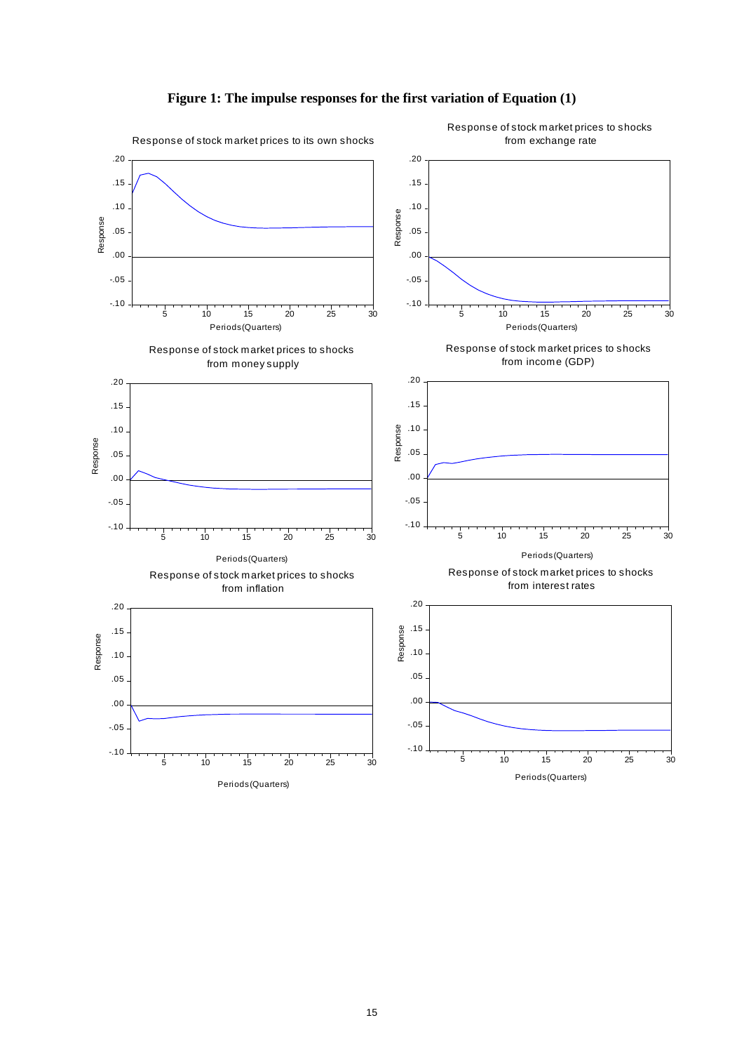**Figure 1: The impulse responses for the first variation of Equation (1)**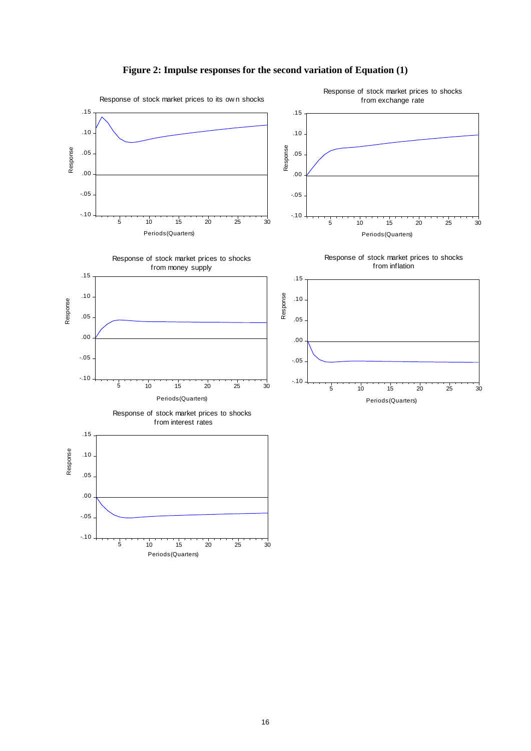**Figure 2: Impulse responses for the second variation of Equation (1)**

Response of stock market prices to its own shocks

Response

.15
.10
.05
.00
-.05
-.10

5 10 15 20 25 30

Periods(Quarters)

Response of stock market prices to shocks from exchange rate

Response

.15
.10
.05
.00
-.05
-.10

5 10 15 20 25 30

Periods(Quarters)

Response of stock market prices to shocks from money supply

Response

.15
.10
.05
.00
-.05
-.10

5 10 15 20 25 30

Periods(Quarters)

Response of stock market prices to shocks from inflation

Response

.15
.10
.05
.00
-.05
-.10

5 10 15 20 25 30

Periods(Quarters)

Response of stock market prices to shocks from interest rates

Response

.15
.10
.05
.00
-.05
-.10

5 10 15 20 25 30

Periods(Quarters)